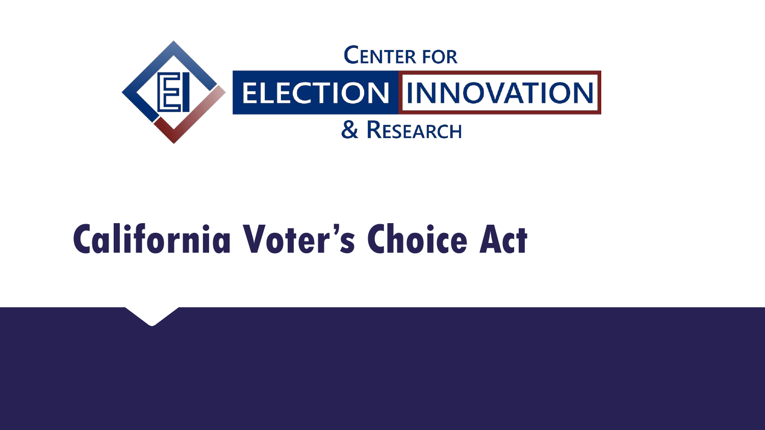Center for Election Innovation & Research

# California Voter's Choice Act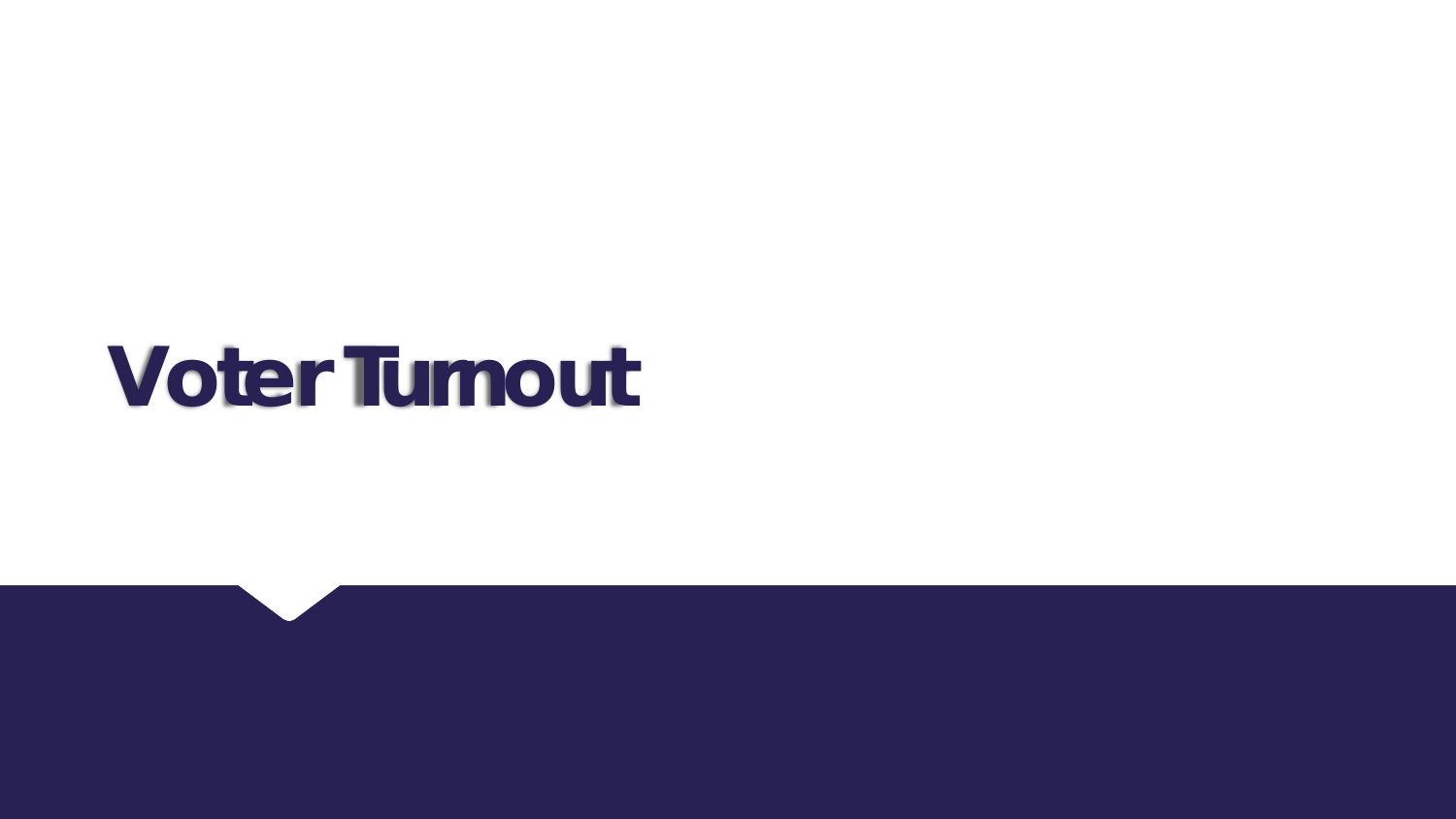# Voter Turnout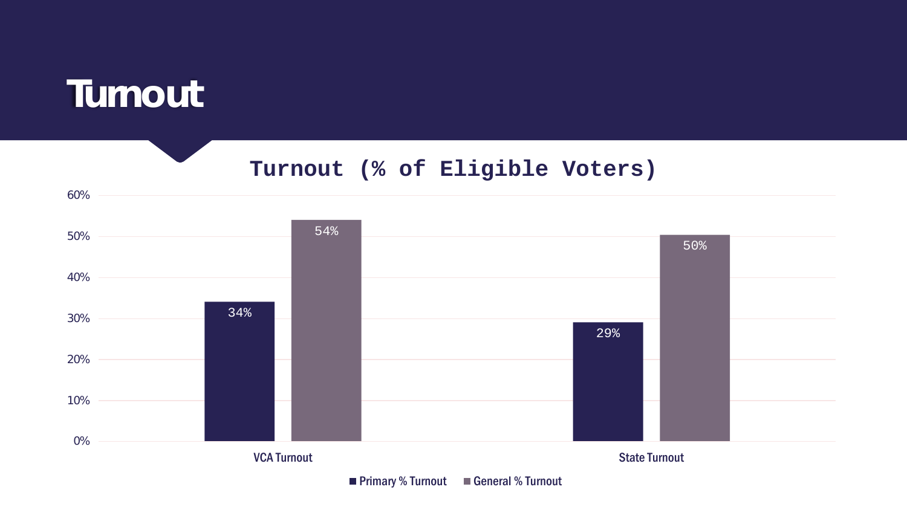# Turnout

## Turnout (% of Eligible Voters)

| | Primary % Turnout | General % Turnout |
|---|---|---|
| VCA Turnout | 34% | 54% |
| State Turnout | 29% | 50% |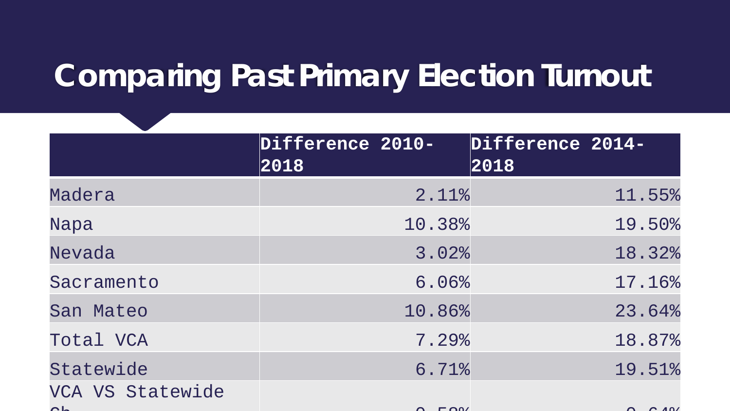# Comparing Past Primary Election Turnout

| | Difference 2010-2018 | Difference 2014-2018 |
|---|---|---|
| Madera | 2.11% | 11.55% |
| Napa | 10.38% | 19.50% |
| Nevada | 3.02% | 18.32% |
| Sacramento | 6.06% | 17.16% |
| San Mateo | 10.86% | 23.64% |
| Total VCA | 7.29% | 18.87% |
| Statewide | 6.71% | 19.51% |
| VCA VS Statewide Ch | 0.58% | 0.64% |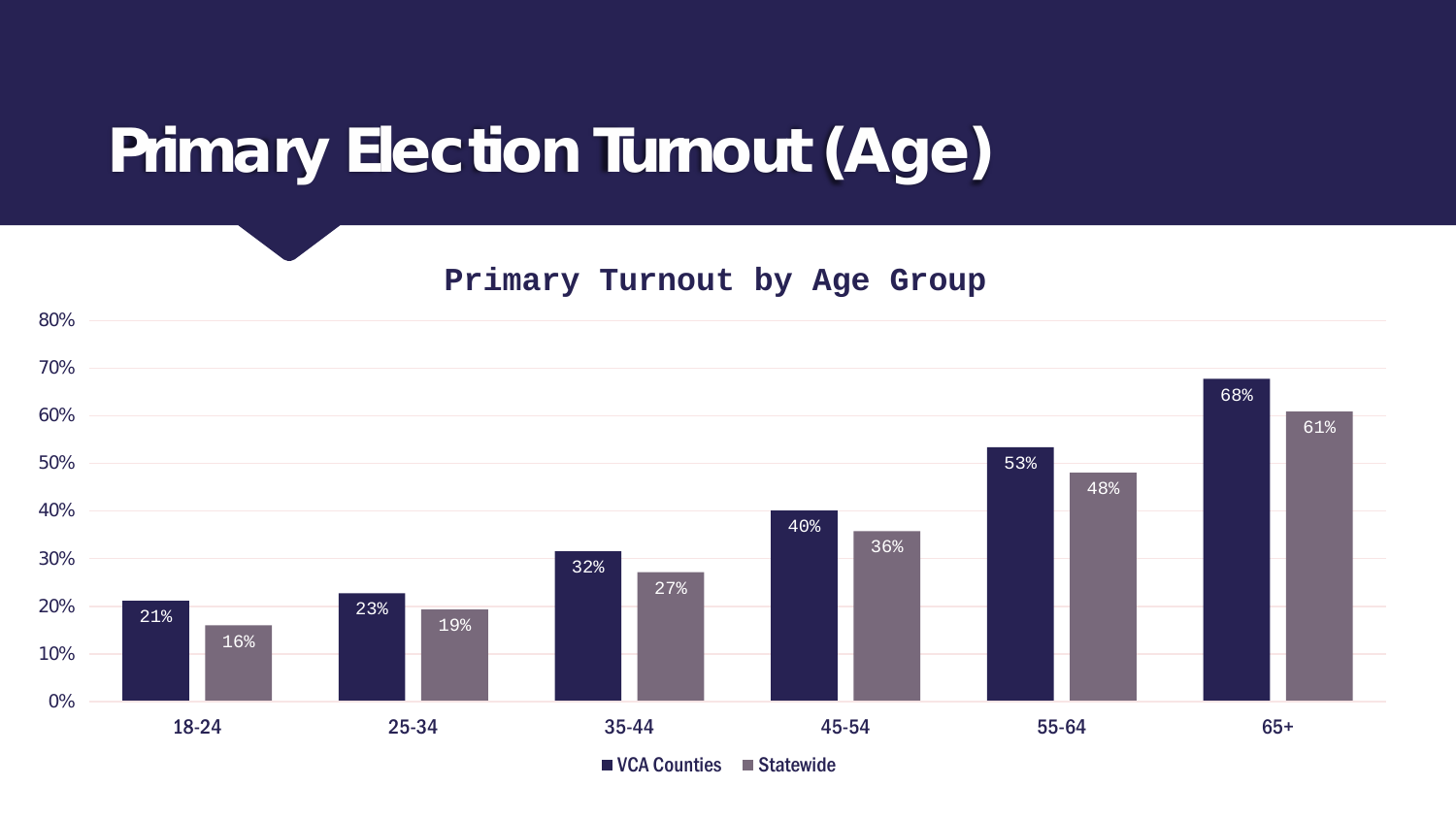# Primary Election Turnout (Age)

**Primary Turnout by Age Group**

| Age Group | VCA Counties | Statewide |
|---|---|---|
| 18-24 | 21% | 16% |
| 25-34 | 23% | 19% |
| 35-44 | 32% | 27% |
| 45-54 | 40% | 36% |
| 55-64 | 53% | 48% |
| 65+ | 68% | 61% |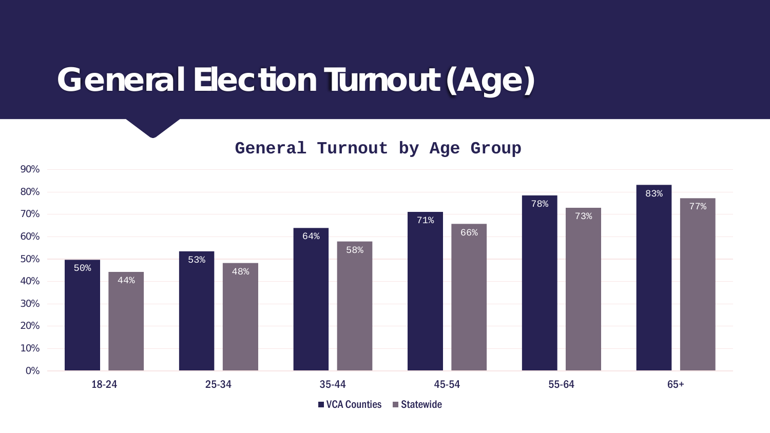# General Election Turnout (Age)

## General Turnout by Age Group

| Age Group | VCA Counties | Statewide |
|---|---|---|
| 18-24 | 50% | 44% |
| 25-34 | 53% | 48% |
| 35-44 | 64% | 58% |
| 45-54 | 71% | 66% |
| 55-64 | 78% | 73% |
| 65+ | 83% | 77% |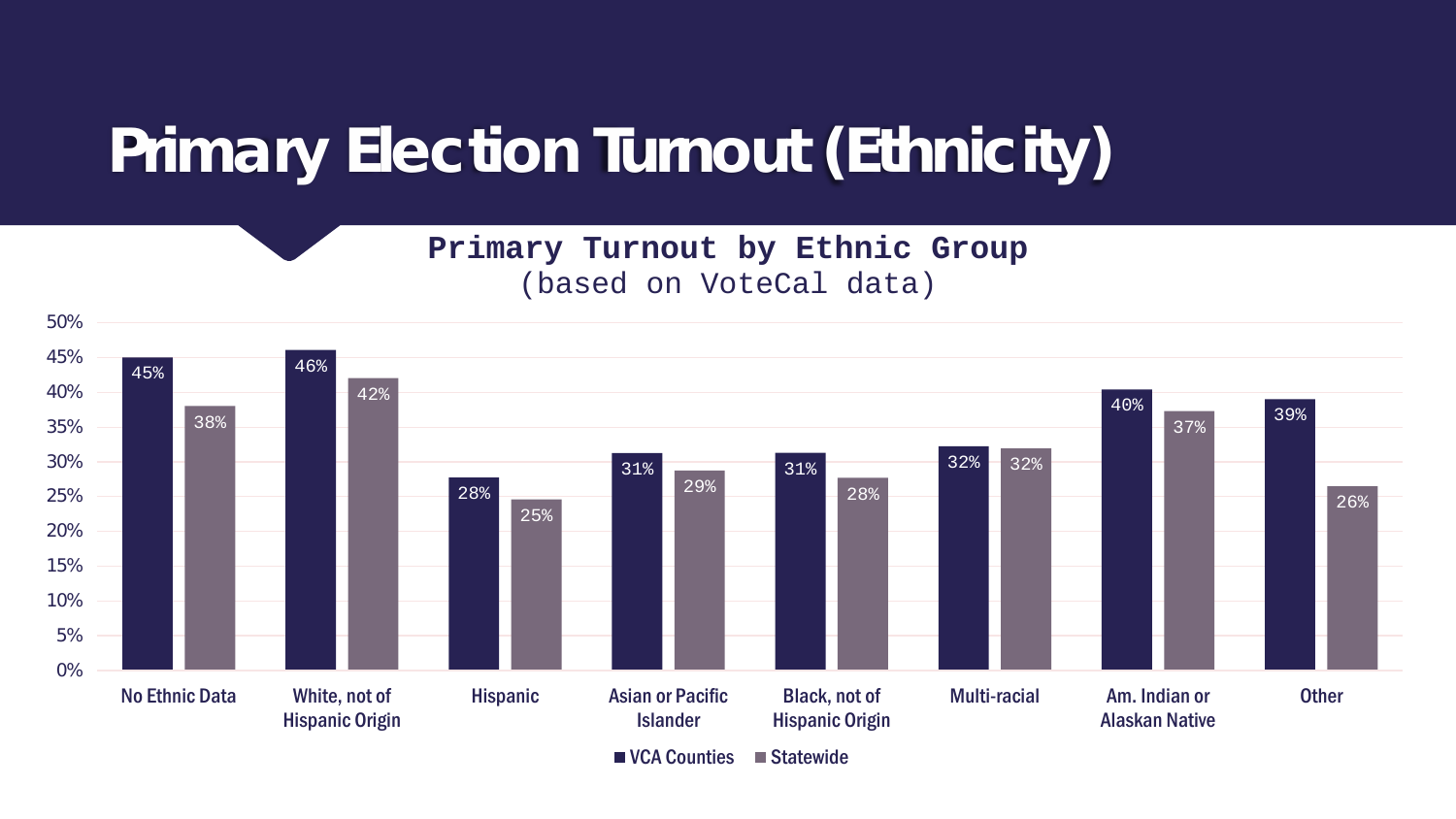# Primary Election Turnout (Ethnicity)

**Primary Turnout by Ethnic Group**
(based on VoteCal data)

| Ethnic Group | VCA Counties | Statewide |
| --- | --- | --- |
| No Ethnic Data | 45% | 38% |
| White, not of Hispanic Origin | 46% | 42% |
| Hispanic | 28% | 25% |
| Asian or Pacific Islander | 31% | 29% |
| Black, not of Hispanic Origin | 31% | 28% |
| Multi-racial | 32% | 32% |
| Am. Indian or Alaskan Native | 40% | 37% |
| Other | 39% | 26% |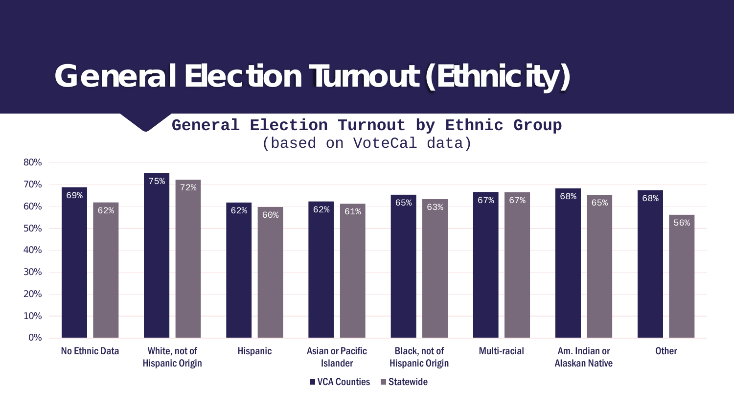# General Election Turnout (Ethnicity)

**General Election Turnout by Ethnic Group**
(based on VoteCal data)

| Ethnic Group | VCA Counties | Statewide |
| --- | --- | --- |
| No Ethnic Data | 69% | 62% |
| White, not of Hispanic Origin | 75% | 72% |
| Hispanic | 62% | 60% |
| Asian or Pacific Islander | 62% | 61% |
| Black, not of Hispanic Origin | 65% | 63% |
| Multi-racial | 67% | 67% |
| Am. Indian or Alaskan Native | 68% | 65% |
| Other | 68% | 56% |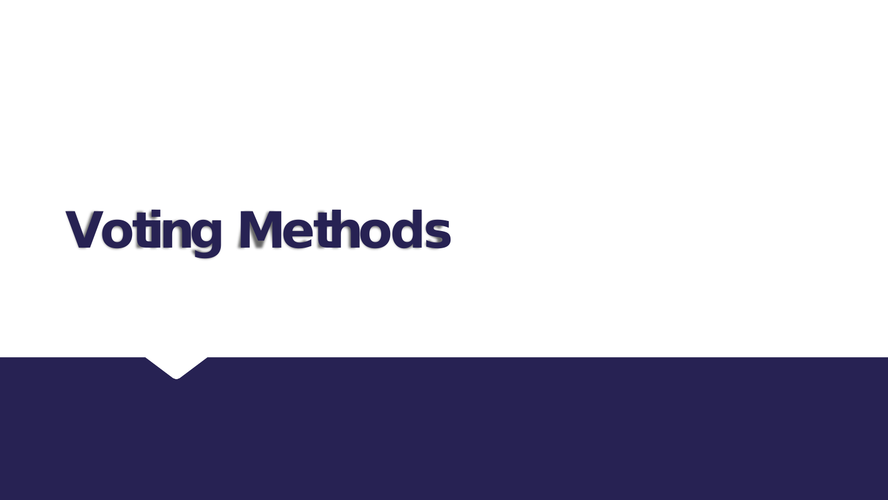# Voting Methods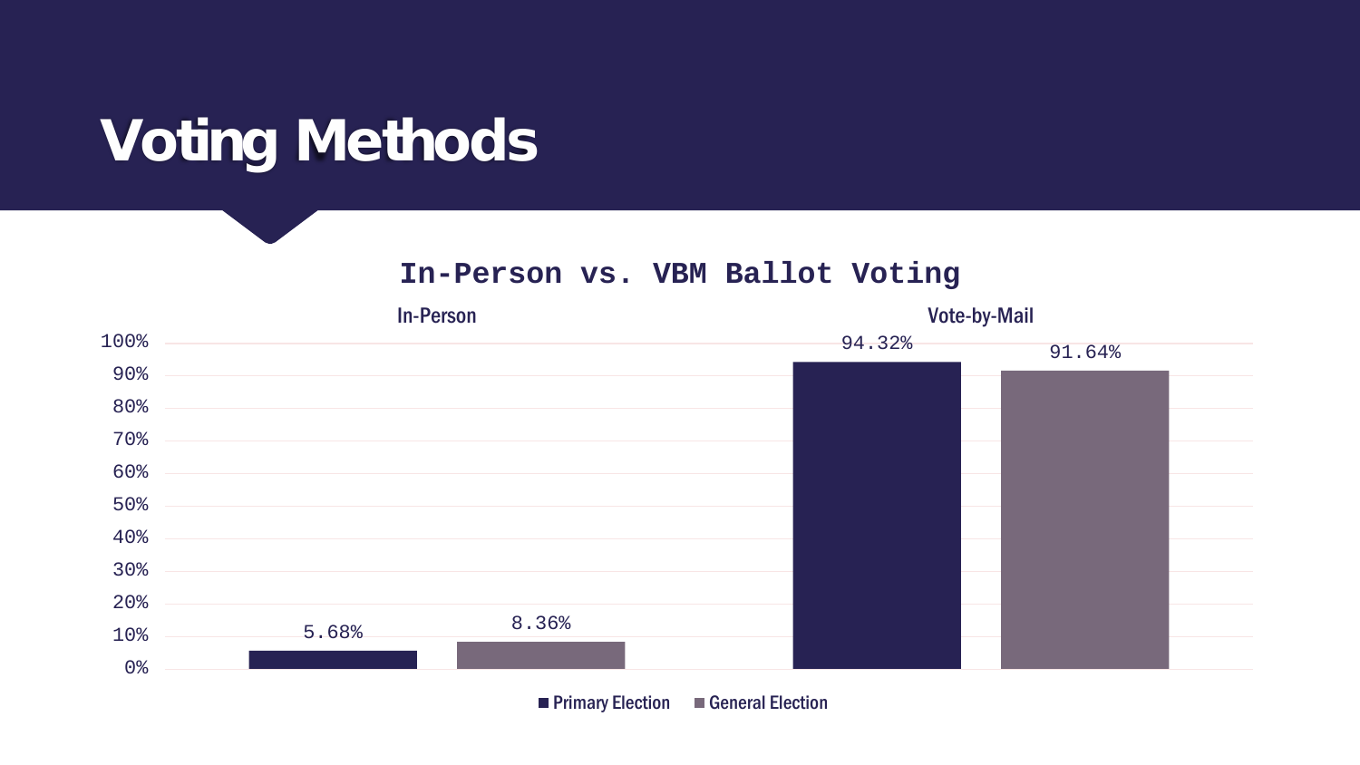# Voting Methods

## In-Person vs. VBM Ballot Voting

| | Primary Election | General Election |
|---|---|---|
| In-Person | 5.68% | 8.36% |
| Vote-by-Mail | 94.32% | 91.64% |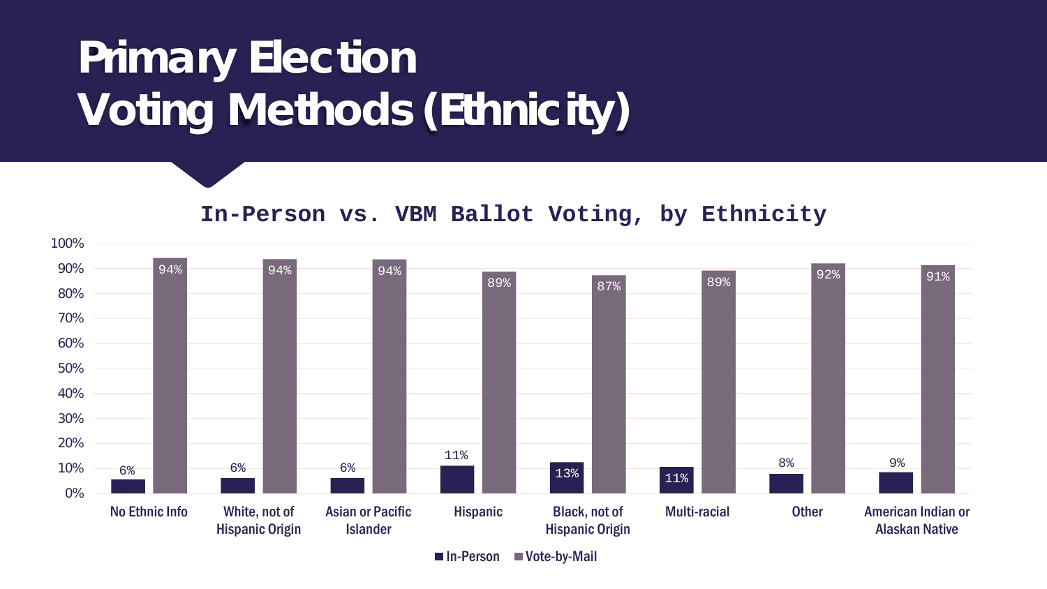# Primary Election Voting Methods (Ethnicity)

## In-Person vs. VBM Ballot Voting, by Ethnicity

| Ethnicity | In-Person | Vote-by-Mail |
|---|---|---|
| No Ethnic Info | 6% | 94% |
| White, not of Hispanic Origin | 6% | 94% |
| Asian or Pacific Islander | 6% | 94% |
| Hispanic | 11% | 89% |
| Black, not of Hispanic Origin | 13% | 87% |
| Multi-racial | 11% | 89% |
| Other | 8% | 92% |
| American Indian or Alaskan Native | 9% | 91% |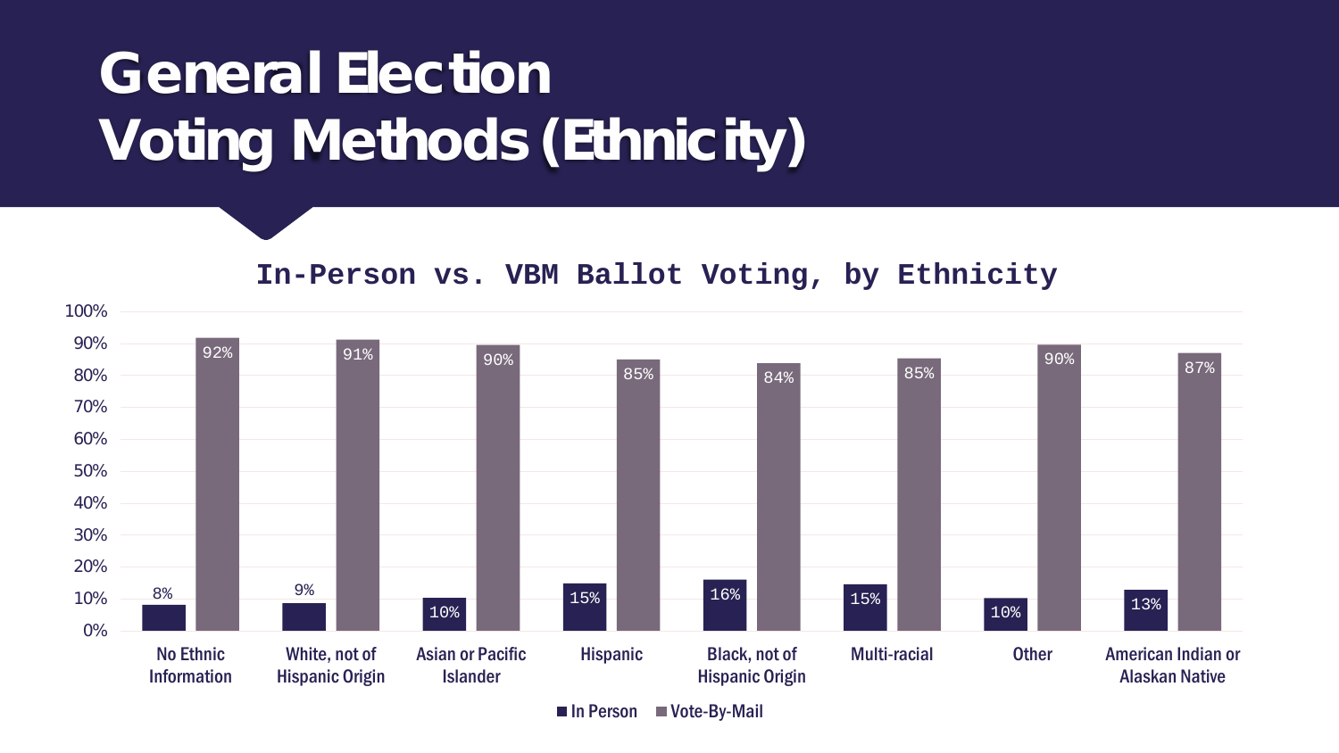# General Election Voting Methods (Ethnicity)

**In-Person vs. VBM Ballot Voting, by Ethnicity**

| Ethnicity | In Person | Vote-By-Mail |
|---|---|---|
| No Ethnic Information | 8% | 92% |
| White, not of Hispanic Origin | 9% | 91% |
| Asian or Pacific Islander | 10% | 90% |
| Hispanic | 15% | 85% |
| Black, not of Hispanic Origin | 16% | 84% |
| Multi-racial | 15% | 85% |
| Other | 10% | 90% |
| American Indian or Alaskan Native | 13% | 87% |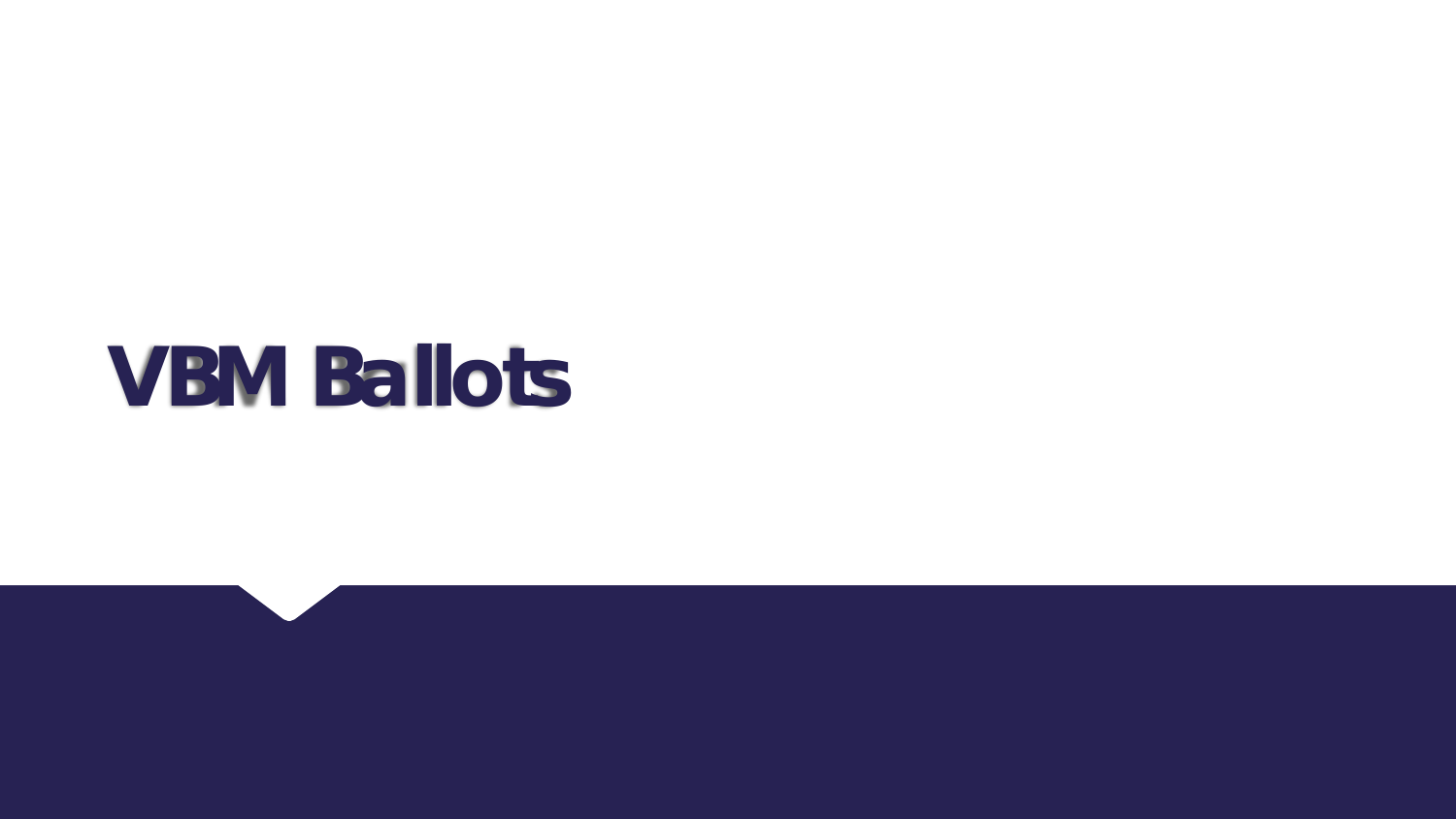# VBM Ballots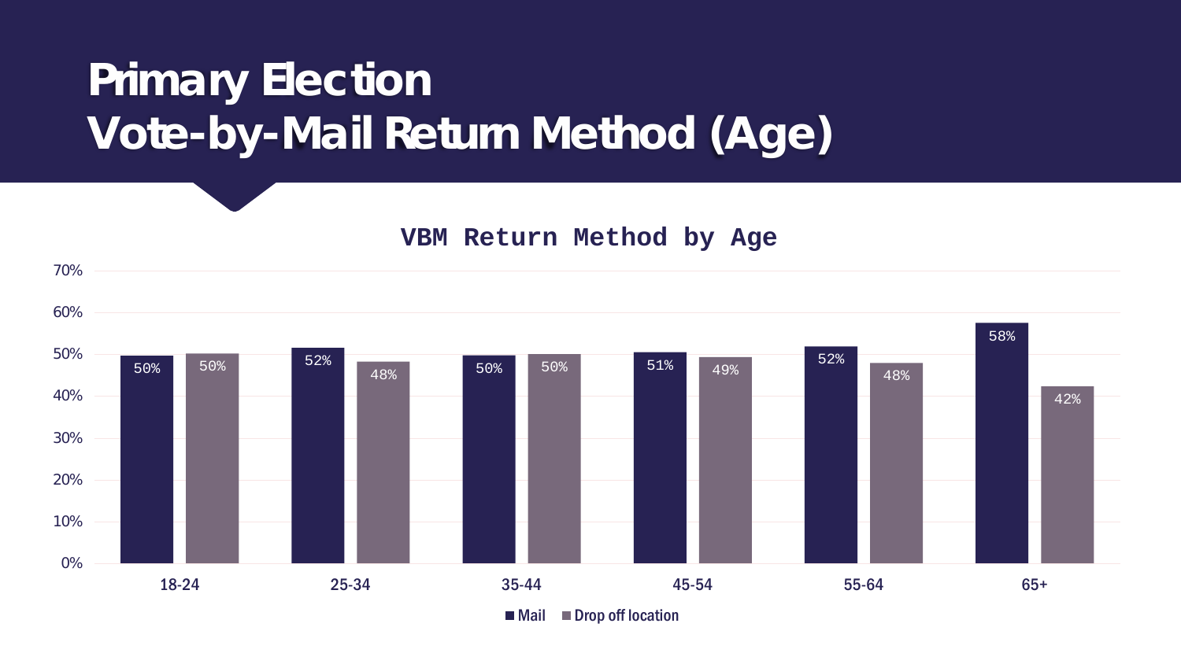# Primary Election
# Vote-by-Mail Return Method (Age)

**VBM Return Method by Age**

| Age | Mail | Drop off location |
|---|---|---|
| 18-24 | 50% | 50% |
| 25-34 | 52% | 48% |
| 35-44 | 50% | 50% |
| 45-54 | 51% | 49% |
| 55-64 | 52% | 48% |
| 65+ | 58% | 42% |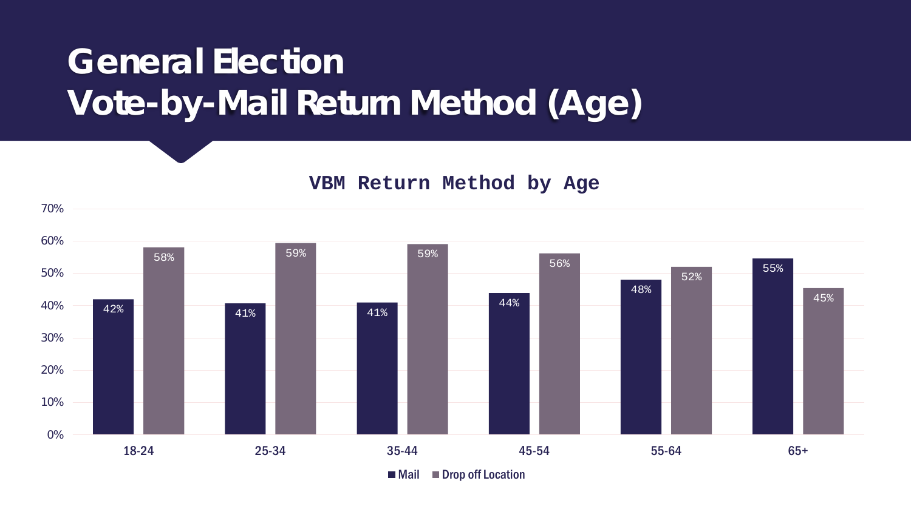# General Election
# Vote-by-Mail Return Method (Age)

## VBM Return Method by Age

| Age | Mail | Drop off Location |
|---|---|---|
| 18-24 | 42% | 58% |
| 25-34 | 41% | 59% |
| 35-44 | 41% | 59% |
| 45-54 | 44% | 56% |
| 55-64 | 48% | 52% |
| 65+ | 55% | 45% |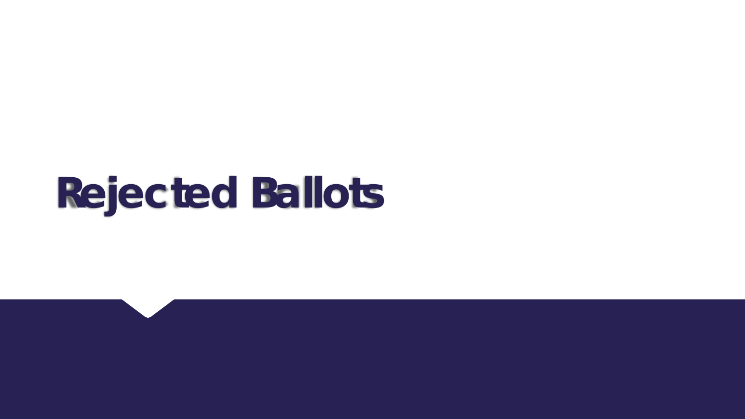# Rejected Ballots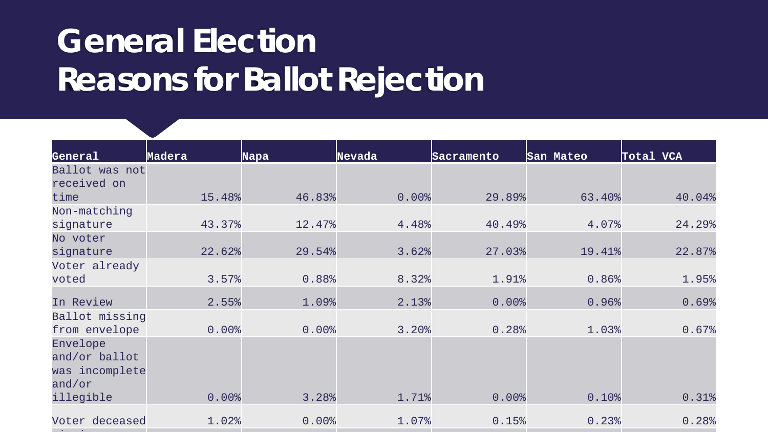# General Election
# Reasons for Ballot Rejection

| General | Madera | Napa | Nevada | Sacramento | San Mateo | Total VCA |
|---|---|---|---|---|---|---|
| Ballot was not received on time | 15.48% | 46.83% | 0.00% | 29.89% | 63.40% | 40.04% |
| Non-matching signature | 43.37% | 12.47% | 4.48% | 40.49% | 4.07% | 24.29% |
| No voter signature | 22.62% | 29.54% | 3.62% | 27.03% | 19.41% | 22.87% |
| Voter already voted | 3.57% | 0.88% | 8.32% | 1.91% | 0.86% | 1.95% |
| In Review | 2.55% | 1.09% | 2.13% | 0.00% | 0.96% | 0.69% |
| Ballot missing from envelope | 0.00% | 0.00% | 3.20% | 0.28% | 1.03% | 0.67% |
| Envelope and/or ballot was incomplete and/or illegible | 0.00% | 3.28% | 1.71% | 0.00% | 0.10% | 0.31% |
| Voter deceased | 1.02% | 0.00% | 1.07% | 0.15% | 0.23% | 0.28% |